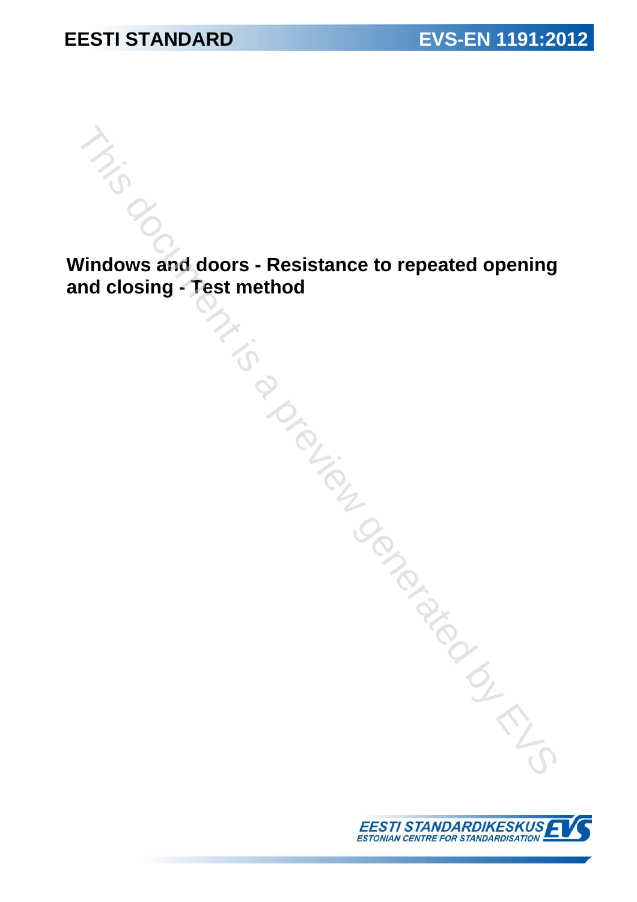EESTI STANDARD

EVS-EN 1191:2012

# Windows and doors - Resistance to repeated opening and closing - Test method

EESTI STANDARDIKESKUS
ESTONIAN CENTRE FOR STANDARDISATION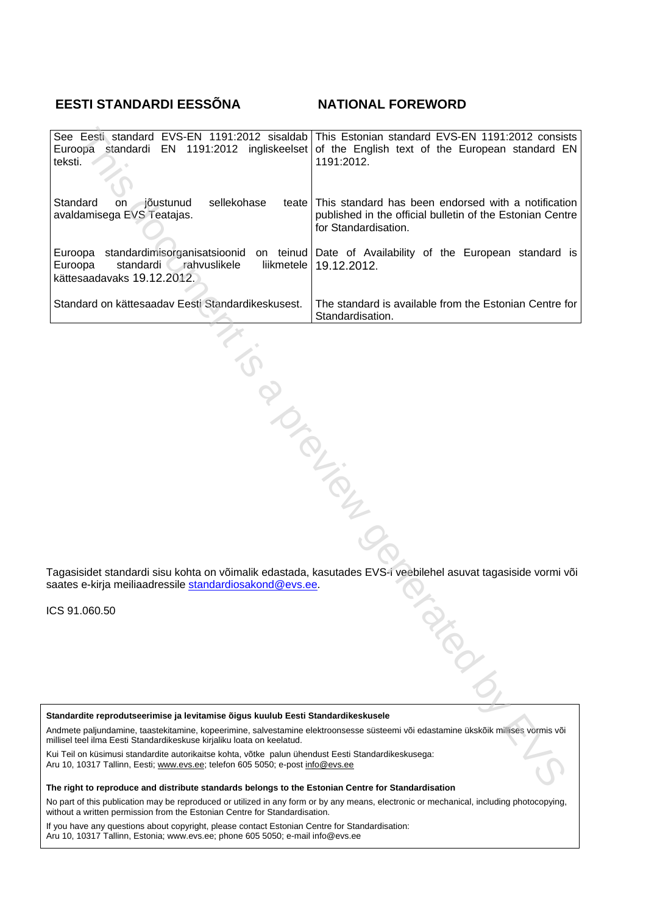| EESTI STANDARDI EESSÕNA | NATIONAL FOREWORD |
|---|---|
| See Eesti standard EVS-EN 1191:2012 sisaldab Euroopa standardi EN 1191:2012 ingliskeelset teksti. | This Estonian standard EVS-EN 1191:2012 consists of the English text of the European standard EN 1191:2012. |
| Standard on jõustunud sellekohase teate avaldamisega EVS Teatajas. | This standard has been endorsed with a notification published in the official bulletin of the Estonian Centre for Standardisation. |
| Euroopa standardimisorganisatsioonid on teinud Euroopa standardi rahvuslikele liikmetele kättesaadavaks 19.12.2012. | Date of Availability of the European standard is 19.12.2012. |
| Standard on kättesaadav Eesti Standardikeskusest. | The standard is available from the Estonian Centre for Standardisation. |

Tagasisidet standardi sisu kohta on võimalik edastada, kasutades EVS-i veebilehel asuvat tagasiside vormi või saates e-kirja meiliaadressile standardiosakond@evs.ee.

ICS 91.060.50

**Standardite reprodutseerimise ja levitamise õigus kuulub Eesti Standardikeskusele**

Andmete paljundamine, taastekitamine, kopeerimine, salvestamine elektroonsesse süsteemi või edastamine ükskõik millises vormis või millisel teel ilma Eesti Standardikeskuse kirjaliku loata on keelatud.

Kui Teil on küsimusi standardite autorikaitse kohta, võtke palun ühendust Eesti Standardikeskusega:
Aru 10, 10317 Tallinn, Eesti; www.evs.ee; telefon 605 5050; e-post info@evs.ee

**The right to reproduce and distribute standards belongs to the Estonian Centre for Standardisation**

No part of this publication may be reproduced or utilized in any form or by any means, electronic or mechanical, including photocopying, without a written permission from the Estonian Centre for Standardisation.

If you have any questions about copyright, please contact Estonian Centre for Standardisation:
Aru 10, 10317 Tallinn, Estonia; www.evs.ee; phone 605 5050; e-mail info@evs.ee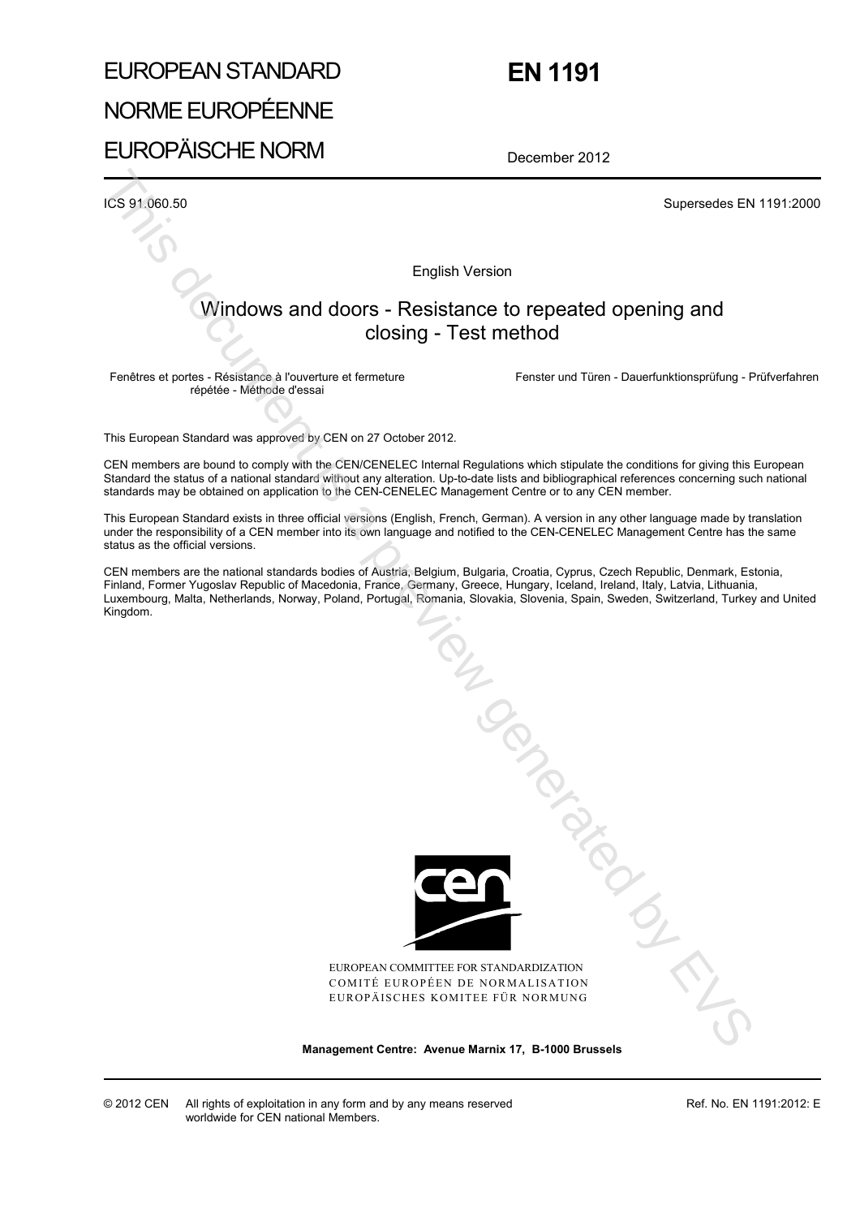EUROPEAN STANDARD

NORME EUROPÉENNE

EUROPÄISCHE NORM

# EN 1191

December 2012

ICS 91.060.50

Supersedes EN 1191:2000

English Version

## Windows and doors - Resistance to repeated opening and closing - Test method

Fenêtres et portes - Résistance à l'ouverture et fermeture répétée - Méthode d'essai

Fenster und Türen - Dauerfunktionsprüfung - Prüfverfahren

This European Standard was approved by CEN on 27 October 2012.

CEN members are bound to comply with the CEN/CENELEC Internal Regulations which stipulate the conditions for giving this European Standard the status of a national standard without any alteration. Up-to-date lists and bibliographical references concerning such national standards may be obtained on application to the CEN-CENELEC Management Centre or to any CEN member.

This European Standard exists in three official versions (English, French, German). A version in any other language made by translation under the responsibility of a CEN member into its own language and notified to the CEN-CENELEC Management Centre has the same status as the official versions.

CEN members are the national standards bodies of Austria, Belgium, Bulgaria, Croatia, Cyprus, Czech Republic, Denmark, Estonia, Finland, Former Yugoslav Republic of Macedonia, France, Germany, Greece, Hungary, Iceland, Ireland, Italy, Latvia, Lithuania, Luxembourg, Malta, Netherlands, Norway, Poland, Portugal, Romania, Slovakia, Slovenia, Spain, Sweden, Switzerland, Turkey and United Kingdom.

EUROPEAN COMMITTEE FOR STANDARDIZATION
COMITÉ EUROPÉEN DE NORMALISATION
EUROPÄISCHES KOMITEE FÜR NORMUNG

**Management Centre: Avenue Marnix 17, B-1000 Brussels**

© 2012 CEN All rights of exploitation in any form and by any means reserved worldwide for CEN national Members.

Ref. No. EN 1191:2012: E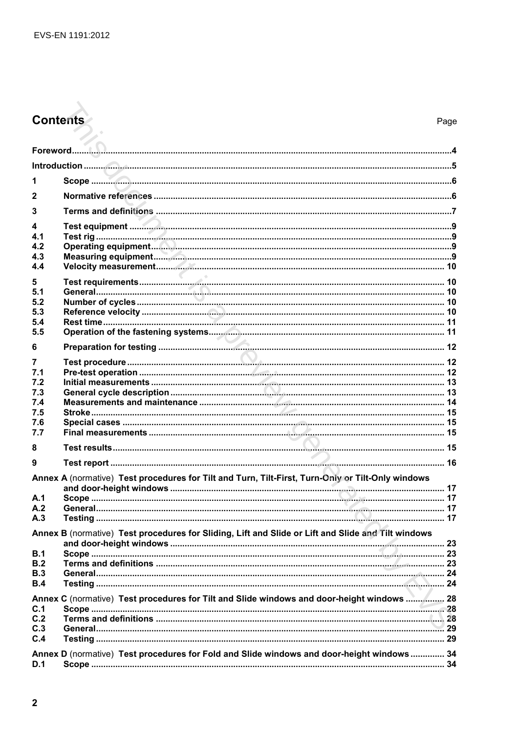# Contents

Page

| | | |
|---|---|---|
| **Foreword** | | **4** |
| **Introduction** | | **5** |
| **1** | **Scope** | **6** |
| **2** | **Normative references** | **6** |
| **3** | **Terms and definitions** | **7** |
| **4** | **Test equipment** | **9** |
| **4.1** | **Test rig** | **9** |
| **4.2** | **Operating equipment** | **9** |
| **4.3** | **Measuring equipment** | **9** |
| **4.4** | **Velocity measurement** | **10** |
| **5** | **Test requirements** | **10** |
| **5.1** | **General** | **10** |
| **5.2** | **Number of cycles** | **10** |
| **5.3** | **Reference velocity** | **10** |
| **5.4** | **Rest time** | **11** |
| **5.5** | **Operation of the fastening systems** | **11** |
| **6** | **Preparation for testing** | **12** |
| **7** | **Test procedure** | **12** |
| **7.1** | **Pre-test operation** | **12** |
| **7.2** | **Initial measurements** | **13** |
| **7.3** | **General cycle description** | **13** |
| **7.4** | **Measurements and maintenance** | **14** |
| **7.5** | **Stroke** | **15** |
| **7.6** | **Special cases** | **15** |
| **7.7** | **Final measurements** | **15** |
| **8** | **Test results** | **15** |
| **9** | **Test report** | **16** |
| ***Annex A*** (normative) **Test procedures for Tilt and Turn, Tilt-First, Turn-Only or Tilt-Only windows and door-height windows** | | **17** |
| **A.1** | **Scope** | **17** |
| **A.2** | **General** | **17** |
| **A.3** | **Testing** | **17** |
| ***Annex B*** (normative) **Test procedures for Sliding, Lift and Slide or Lift and Slide and Tilt windows and door-height windows** | | **23** |
| **B.1** | **Scope** | **23** |
| **B.2** | **Terms and definitions** | **23** |
| **B.3** | **General** | **24** |
| **B.4** | **Testing** | **24** |
| ***Annex C*** (normative) **Test procedures for Tilt and Slide windows and door-height windows** | | **28** |
| **C.1** | **Scope** | **28** |
| **C.2** | **Terms and definitions** | **28** |
| **C.3** | **General** | **29** |
| **C.4** | **Testing** | **29** |
| ***Annex D*** (normative) **Test procedures for Fold and Slide windows and door-height windows** | | **34** |
| **D.1** | **Scope** | **34** |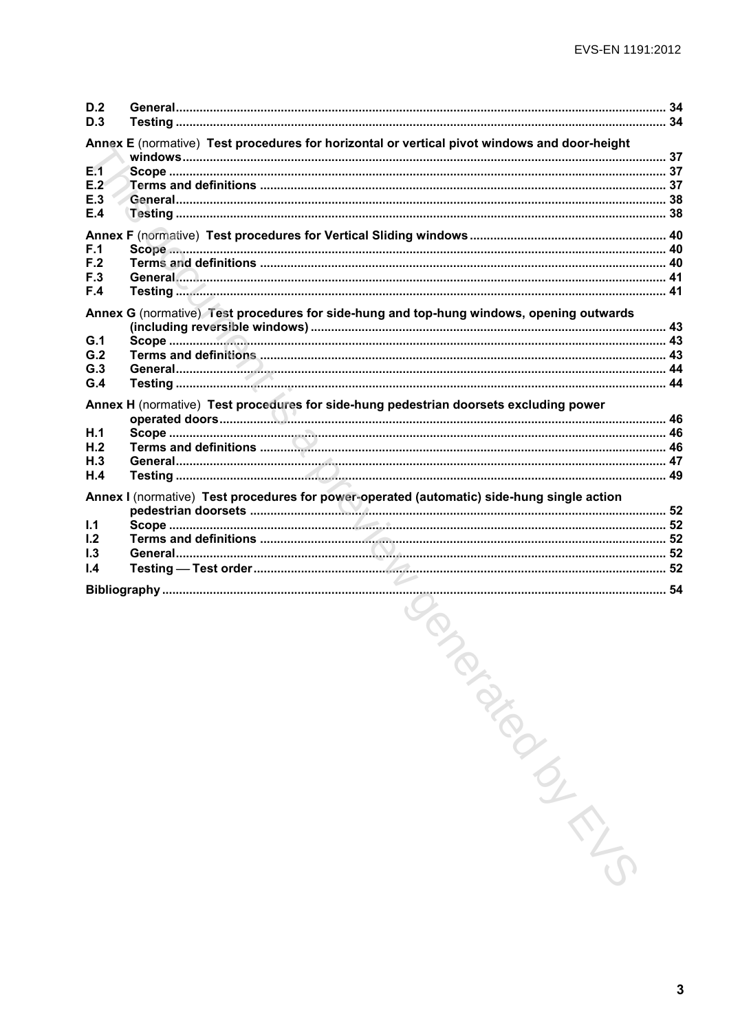D.2 General ........................................................................................................................................ 34
D.3 Testing ........................................................................................................................................ 34

**Annex E** (normative) **Test procedures for horizontal or vertical pivot windows and door-height windows** ........................................................................................................................................ 37
E.1 Scope ........................................................................................................................................ 37
E.2 Terms and definitions ........................................................................................................................................ 37
E.3 General ........................................................................................................................................ 38
E.4 Testing ........................................................................................................................................ 38

**Annex F** (normative) **Test procedures for Vertical Sliding windows** ........................................................................................................................................ 40
F.1 Scope ........................................................................................................................................ 40
F.2 Terms and definitions ........................................................................................................................................ 40
F.3 General ........................................................................................................................................ 41
F.4 Testing ........................................................................................................................................ 41

**Annex G** (normative) **Test procedures for side-hung and top-hung windows, opening outwards (including reversible windows)** ........................................................................................................................................ 43
G.1 Scope ........................................................................................................................................ 43
G.2 Terms and definitions ........................................................................................................................................ 43
G.3 General ........................................................................................................................................ 44
G.4 Testing ........................................................................................................................................ 44

**Annex H** (normative) **Test procedures for side-hung pedestrian doorsets excluding power operated doors** ........................................................................................................................................ 46
H.1 Scope ........................................................................................................................................ 46
H.2 Terms and definitions ........................................................................................................................................ 46
H.3 General ........................................................................................................................................ 47
H.4 Testing ........................................................................................................................................ 49

**Annex I** (normative) **Test procedures for power-operated (automatic) side-hung single action pedestrian doorsets** ........................................................................................................................................ 52
I.1 Scope ........................................................................................................................................ 52
I.2 Terms and definitions ........................................................................................................................................ 52
I.3 General ........................................................................................................................................ 52
I.4 Testing — Test order ........................................................................................................................................ 52

**Bibliography** ........................................................................................................................................ 54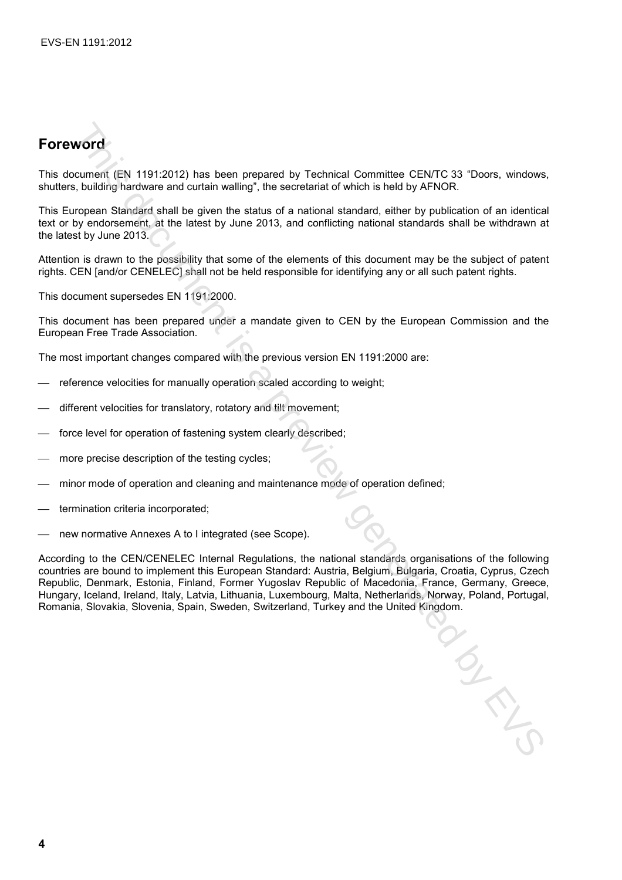## Foreword

This document (EN 1191:2012) has been prepared by Technical Committee CEN/TC 33 "Doors, windows, shutters, building hardware and curtain walling", the secretariat of which is held by AFNOR.

This European Standard shall be given the status of a national standard, either by publication of an identical text or by endorsement, at the latest by June 2013, and conflicting national standards shall be withdrawn at the latest by June 2013.

Attention is drawn to the possibility that some of the elements of this document may be the subject of patent rights. CEN [and/or CENELEC] shall not be held responsible for identifying any or all such patent rights.

This document supersedes EN 1191:2000.

This document has been prepared under a mandate given to CEN by the European Commission and the European Free Trade Association.

The most important changes compared with the previous version EN 1191:2000 are:

- reference velocities for manually operation scaled according to weight;
- different velocities for translatory, rotatory and tilt movement;
- force level for operation of fastening system clearly described;
- more precise description of the testing cycles;
- minor mode of operation and cleaning and maintenance mode of operation defined;
- termination criteria incorporated;
- new normative Annexes A to I integrated (see Scope).

According to the CEN/CENELEC Internal Regulations, the national standards organisations of the following countries are bound to implement this European Standard: Austria, Belgium, Bulgaria, Croatia, Cyprus, Czech Republic, Denmark, Estonia, Finland, Former Yugoslav Republic of Macedonia, France, Germany, Greece, Hungary, Iceland, Ireland, Italy, Latvia, Lithuania, Luxembourg, Malta, Netherlands, Norway, Poland, Portugal, Romania, Slovakia, Slovenia, Spain, Sweden, Switzerland, Turkey and the United Kingdom.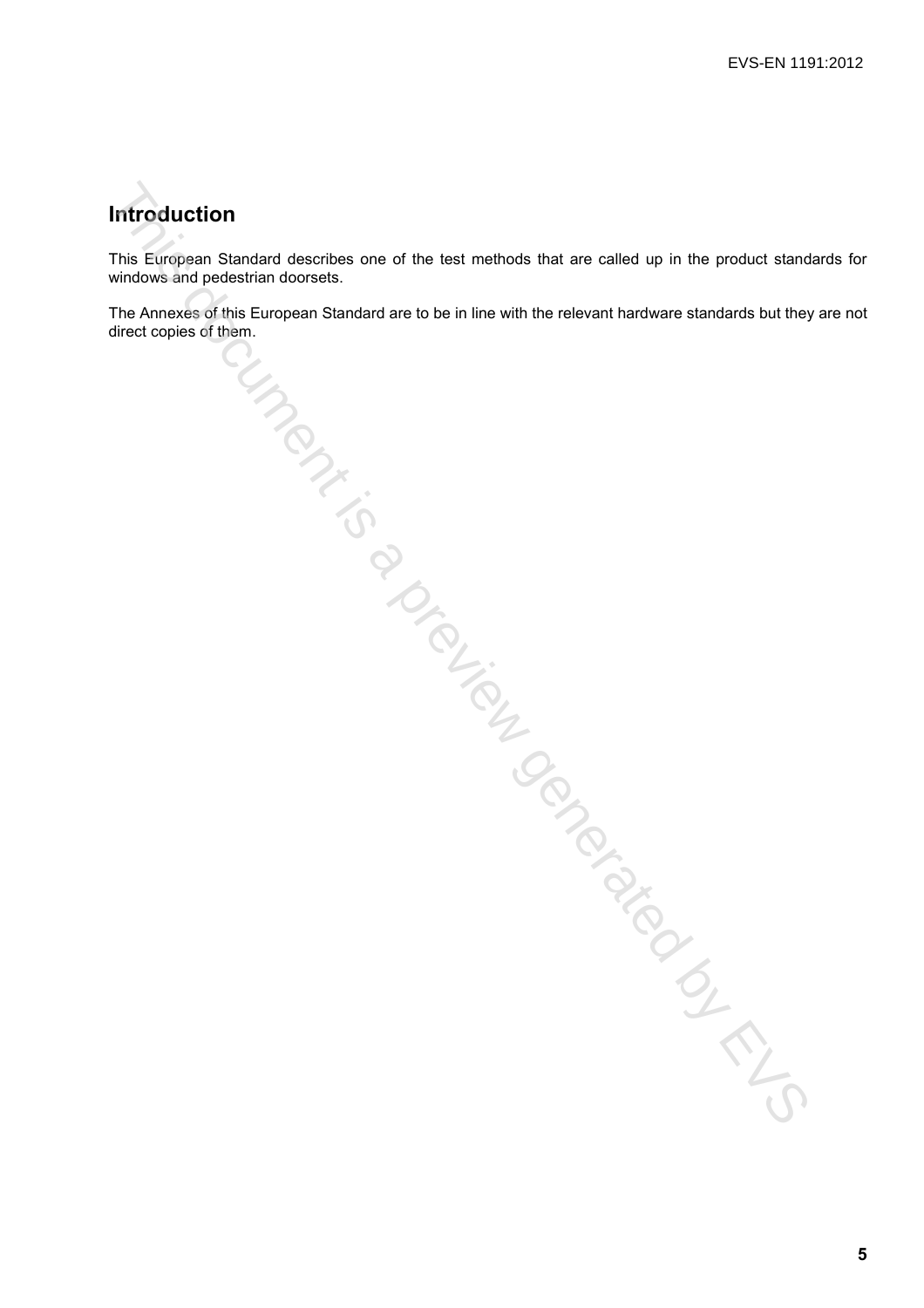# Introduction

This European Standard describes one of the test methods that are called up in the product standards for windows and pedestrian doorsets.

The Annexes of this European Standard are to be in line with the relevant hardware standards but they are not direct copies of them.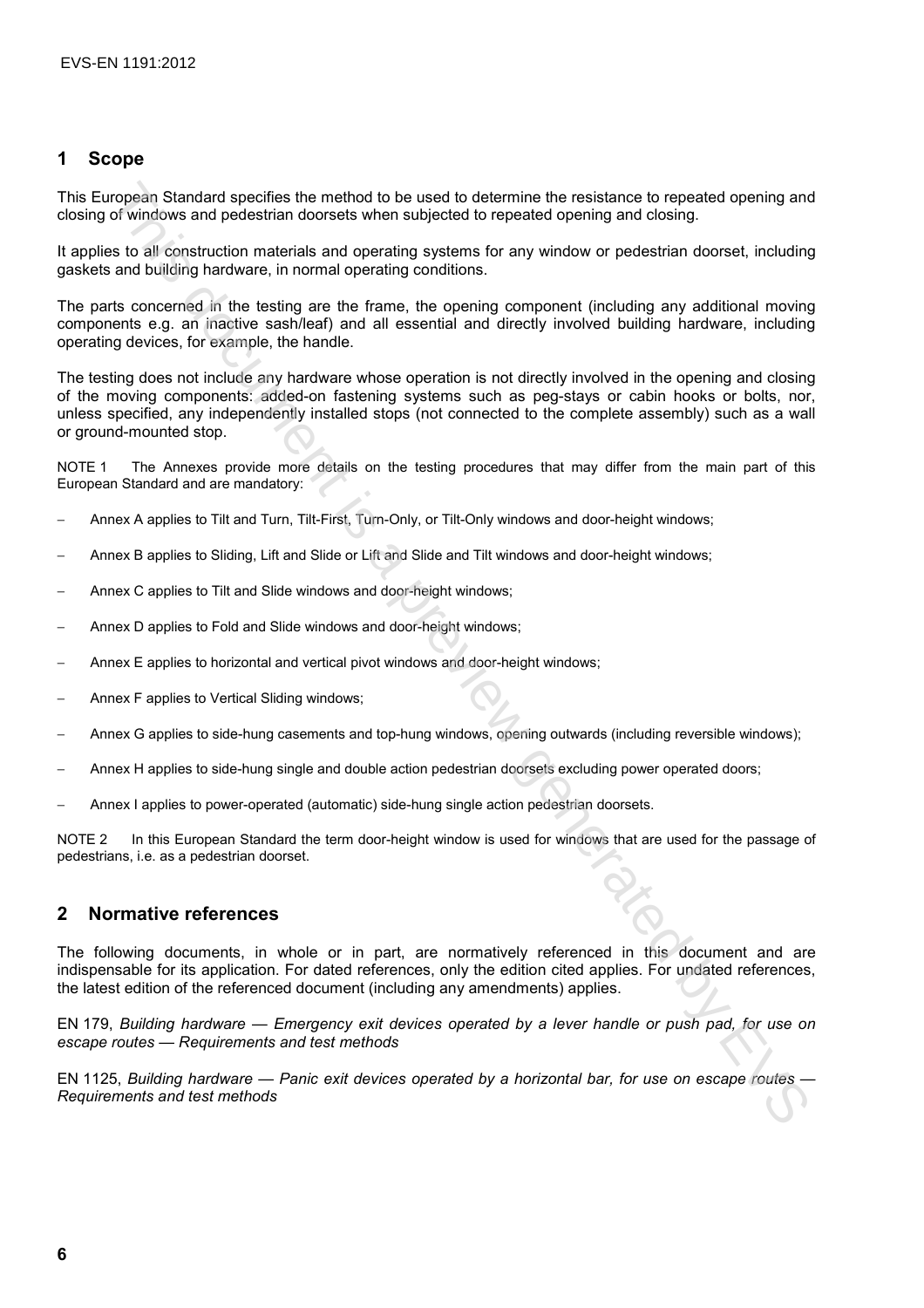## 1 Scope

This European Standard specifies the method to be used to determine the resistance to repeated opening and closing of windows and pedestrian doorsets when subjected to repeated opening and closing.

It applies to all construction materials and operating systems for any window or pedestrian doorset, including gaskets and building hardware, in normal operating conditions.

The parts concerned in the testing are the frame, the opening component (including any additional moving components e.g. an inactive sash/leaf) and all essential and directly involved building hardware, including operating devices, for example, the handle.

The testing does not include any hardware whose operation is not directly involved in the opening and closing of the moving components: added-on fastening systems such as peg-stays or cabin hooks or bolts, nor, unless specified, any independently installed stops (not connected to the complete assembly) such as a wall or ground-mounted stop.

NOTE 1 The Annexes provide more details on the testing procedures that may differ from the main part of this European Standard and are mandatory:

- Annex A applies to Tilt and Turn, Tilt-First, Turn-Only, or Tilt-Only windows and door-height windows;
- Annex B applies to Sliding, Lift and Slide or Lift and Slide and Tilt windows and door-height windows;
- Annex C applies to Tilt and Slide windows and door-height windows;
- Annex D applies to Fold and Slide windows and door-height windows;
- Annex E applies to horizontal and vertical pivot windows and door-height windows;
- Annex F applies to Vertical Sliding windows;
- Annex G applies to side-hung casements and top-hung windows, opening outwards (including reversible windows);
- Annex H applies to side-hung single and double action pedestrian doorsets excluding power operated doors;
- Annex I applies to power-operated (automatic) side-hung single action pedestrian doorsets.

NOTE 2 In this European Standard the term door-height window is used for windows that are used for the passage of pedestrians, i.e. as a pedestrian doorset.

## 2 Normative references

The following documents, in whole or in part, are normatively referenced in this document and are indispensable for its application. For dated references, only the edition cited applies. For undated references, the latest edition of the referenced document (including any amendments) applies.

EN 179, *Building hardware — Emergency exit devices operated by a lever handle or push pad, for use on escape routes — Requirements and test methods*

EN 1125, *Building hardware — Panic exit devices operated by a horizontal bar, for use on escape routes — Requirements and test methods*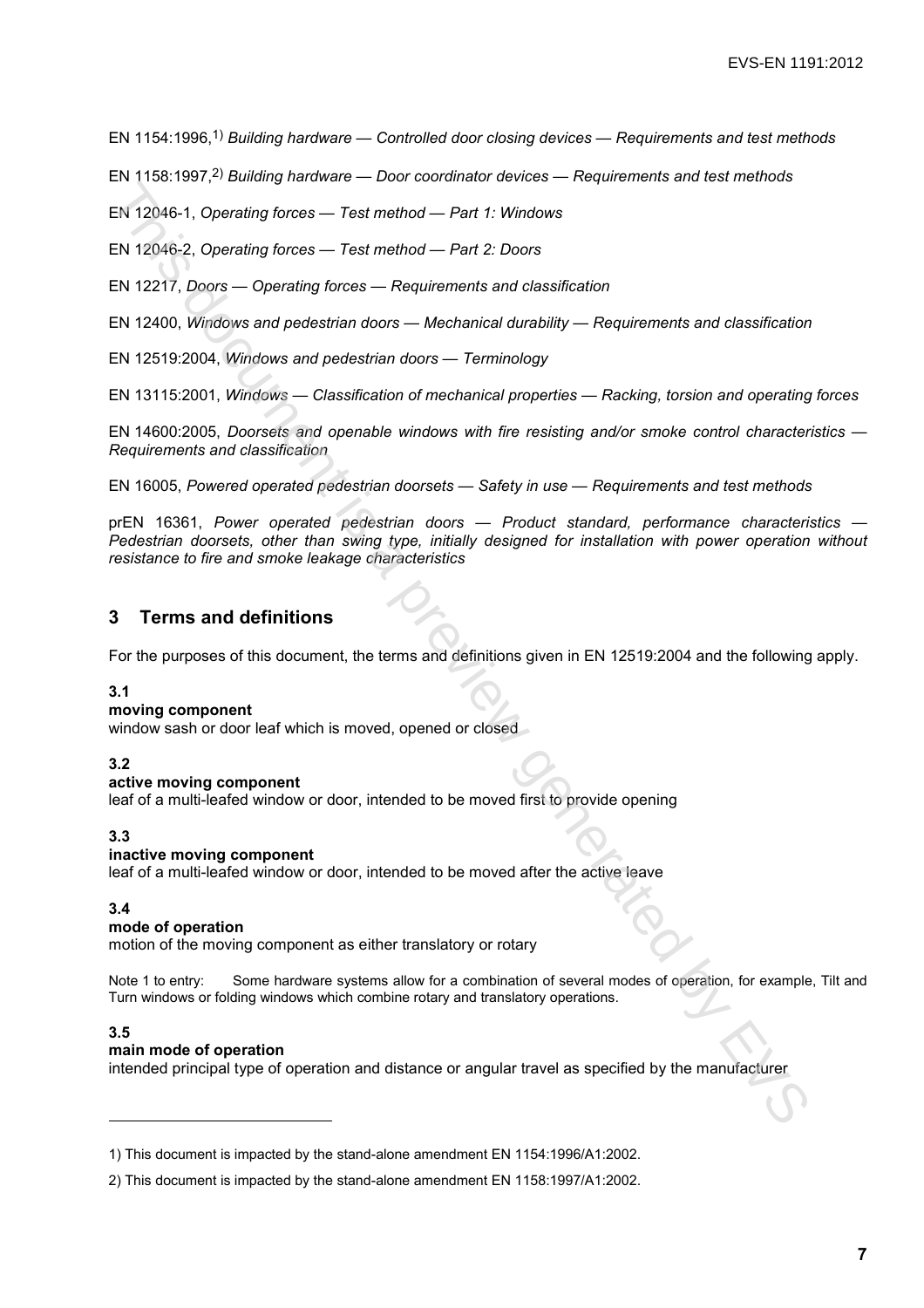EN 1154:1996,[1] *Building hardware — Controlled door closing devices — Requirements and test methods*

EN 1158:1997,[2] *Building hardware — Door coordinator devices — Requirements and test methods*

EN 12046-1, *Operating forces — Test method — Part 1: Windows*

EN 12046-2, *Operating forces — Test method — Part 2: Doors*

EN 12217, *Doors — Operating forces — Requirements and classification*

EN 12400, *Windows and pedestrian doors — Mechanical durability — Requirements and classification*

EN 12519:2004, *Windows and pedestrian doors — Terminology*

EN 13115:2001, *Windows — Classification of mechanical properties — Racking, torsion and operating forces*

EN 14600:2005, *Doorsets and openable windows with fire resisting and/or smoke control characteristics — Requirements and classification*

EN 16005, *Powered operated pedestrian doorsets — Safety in use — Requirements and test methods*

prEN 16361, *Power operated pedestrian doors — Product standard, performance characteristics — Pedestrian doorsets, other than swing type, initially designed for installation with power operation without resistance to fire and smoke leakage characteristics*

## 3 Terms and definitions

For the purposes of this document, the terms and definitions given in EN 12519:2004 and the following apply.

**3.1**
**moving component**
window sash or door leaf which is moved, opened or closed

**3.2**
**active moving component**
leaf of a multi-leafed window or door, intended to be moved first to provide opening

**3.3**
**inactive moving component**
leaf of a multi-leafed window or door, intended to be moved after the active leave

**3.4**
**mode of operation**
motion of the moving component as either translatory or rotary

Note 1 to entry: Some hardware systems allow for a combination of several modes of operation, for example, Tilt and Turn windows or folding windows which combine rotary and translatory operations.

**3.5**
**main mode of operation**
intended principal type of operation and distance or angular travel as specified by the manufacturer

---

1) This document is impacted by the stand-alone amendment EN 1154:1996/A1:2002.

2) This document is impacted by the stand-alone amendment EN 1158:1997/A1:2002.